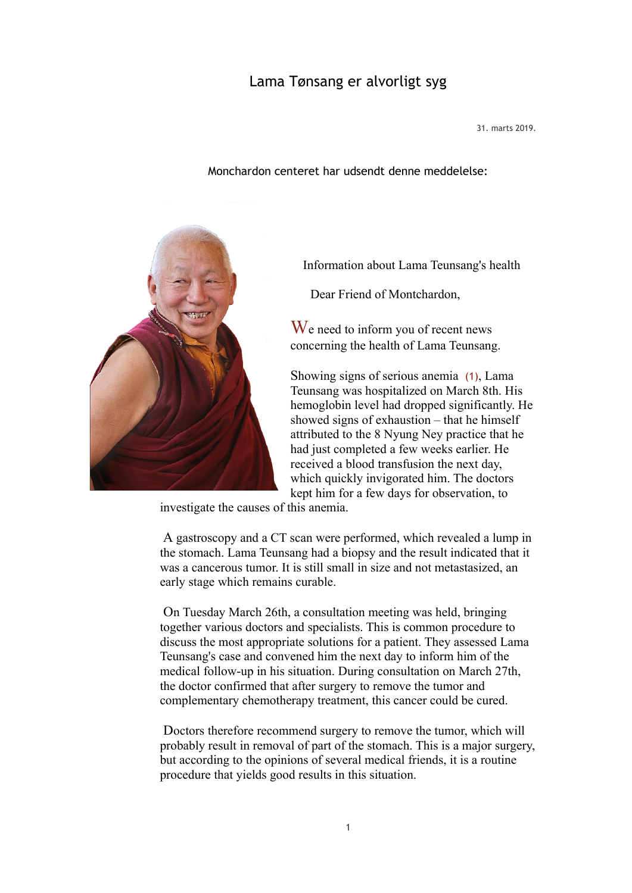# Lama Tønsang er alvorligt syg

31. marts 2019.

Monchardon centeret har udsendt denne meddelelse:

Information about Lama Teunsang's health

Dear Friend of Montchardon,

We need to inform you of recent news concerning the health of Lama Teunsang.

Showing signs of serious anemia (1), Lama Teunsang was hospitalized on March 8th. His hemoglobin level had dropped significantly. He showed signs of exhaustion – that he himself attributed to the 8 Nyung Ney practice that he had just completed a few weeks earlier. He received a blood transfusion the next day, which quickly invigorated him. The doctors kept him for a few days for observation, to investigate the causes of this anemia.

A gastroscopy and a CT scan were performed, which revealed a lump in the stomach. Lama Teunsang had a biopsy and the result indicated that it was a cancerous tumor. It is still small in size and not metastasized, an early stage which remains curable.

On Tuesday March 26th, a consultation meeting was held, bringing together various doctors and specialists. This is common procedure to discuss the most appropriate solutions for a patient. They assessed Lama Teunsang's case and convened him the next day to inform him of the medical follow-up in his situation. During consultation on March 27th, the doctor confirmed that after surgery to remove the tumor and complementary chemotherapy treatment, this cancer could be cured.

Doctors therefore recommend surgery to remove the tumor, which will probably result in removal of part of the stomach. This is a major surgery, but according to the opinions of several medical friends, it is a routine procedure that yields good results in this situation.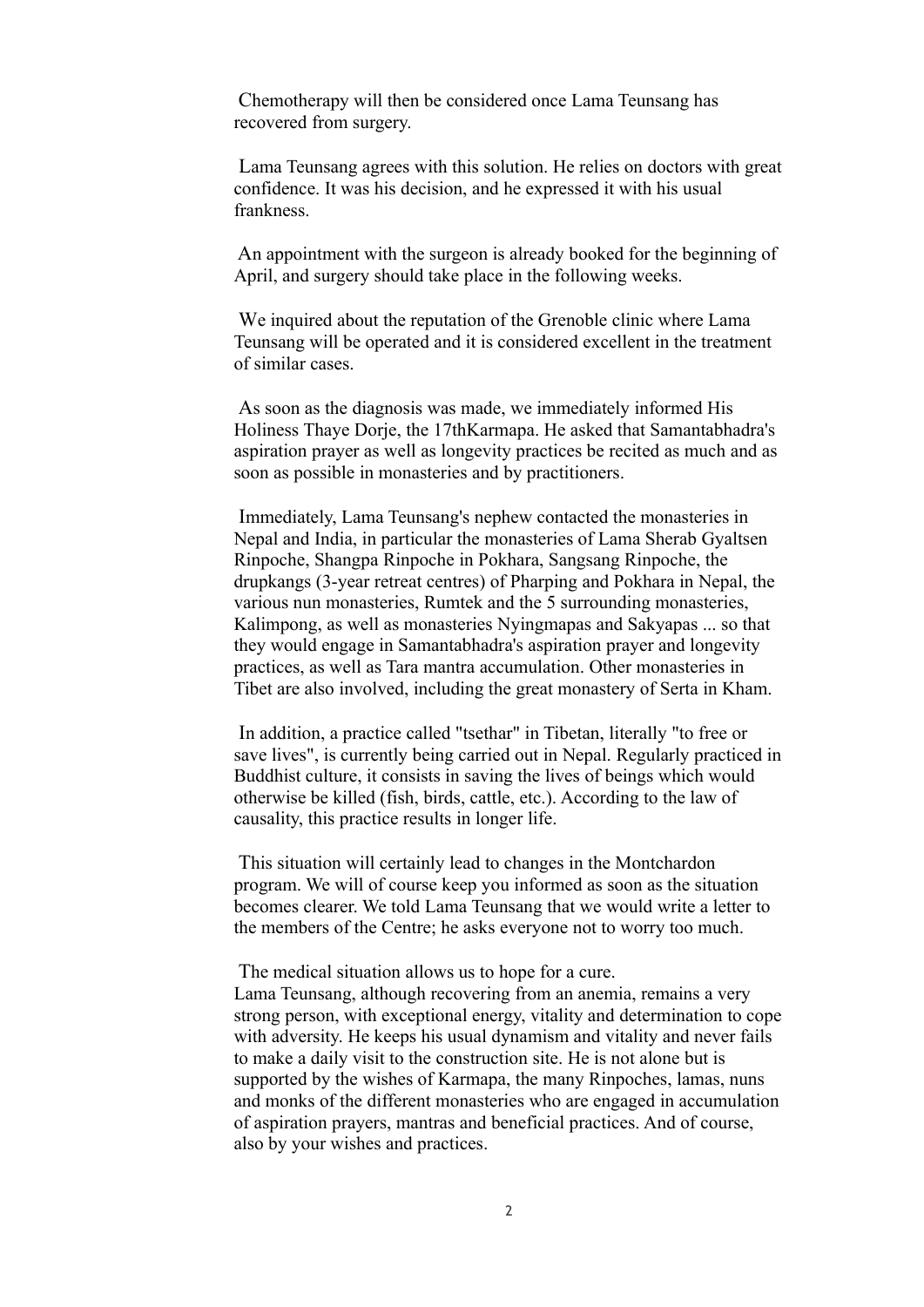Chemotherapy will then be considered once Lama Teunsang has recovered from surgery.

Lama Teunsang agrees with this solution. He relies on doctors with great confidence. It was his decision, and he expressed it with his usual frankness.

An appointment with the surgeon is already booked for the beginning of April, and surgery should take place in the following weeks.

We inquired about the reputation of the Grenoble clinic where Lama Teunsang will be operated and it is considered excellent in the treatment of similar cases.

As soon as the diagnosis was made, we immediately informed His Holiness Thaye Dorje, the 17thKarmapa. He asked that Samantabhadra's aspiration prayer as well as longevity practices be recited as much and as soon as possible in monasteries and by practitioners.

Immediately, Lama Teunsang's nephew contacted the monasteries in Nepal and India, in particular the monasteries of Lama Sherab Gyaltsen Rinpoche, Shangpa Rinpoche in Pokhara, Sangsang Rinpoche, the drupkangs (3-year retreat centres) of Pharping and Pokhara in Nepal, the various nun monasteries, Rumtek and the 5 surrounding monasteries, Kalimpong, as well as monasteries Nyingmapas and Sakyapas ... so that they would engage in Samantabhadra's aspiration prayer and longevity practices, as well as Tara mantra accumulation. Other monasteries in Tibet are also involved, including the great monastery of Serta in Kham.

In addition, a practice called "tsethar" in Tibetan, literally "to free or save lives", is currently being carried out in Nepal. Regularly practiced in Buddhist culture, it consists in saving the lives of beings which would otherwise be killed (fish, birds, cattle, etc.). According to the law of causality, this practice results in longer life.

This situation will certainly lead to changes in the Montchardon program. We will of course keep you informed as soon as the situation becomes clearer. We told Lama Teunsang that we would write a letter to the members of the Centre; he asks everyone not to worry too much.

The medical situation allows us to hope for a cure.
Lama Teunsang, although recovering from an anemia, remains a very strong person, with exceptional energy, vitality and determination to cope with adversity. He keeps his usual dynamism and vitality and never fails to make a daily visit to the construction site. He is not alone but is supported by the wishes of Karmapa, the many Rinpoches, lamas, nuns and monks of the different monasteries who are engaged in accumulation of aspiration prayers, mantras and beneficial practices. And of course, also by your wishes and practices.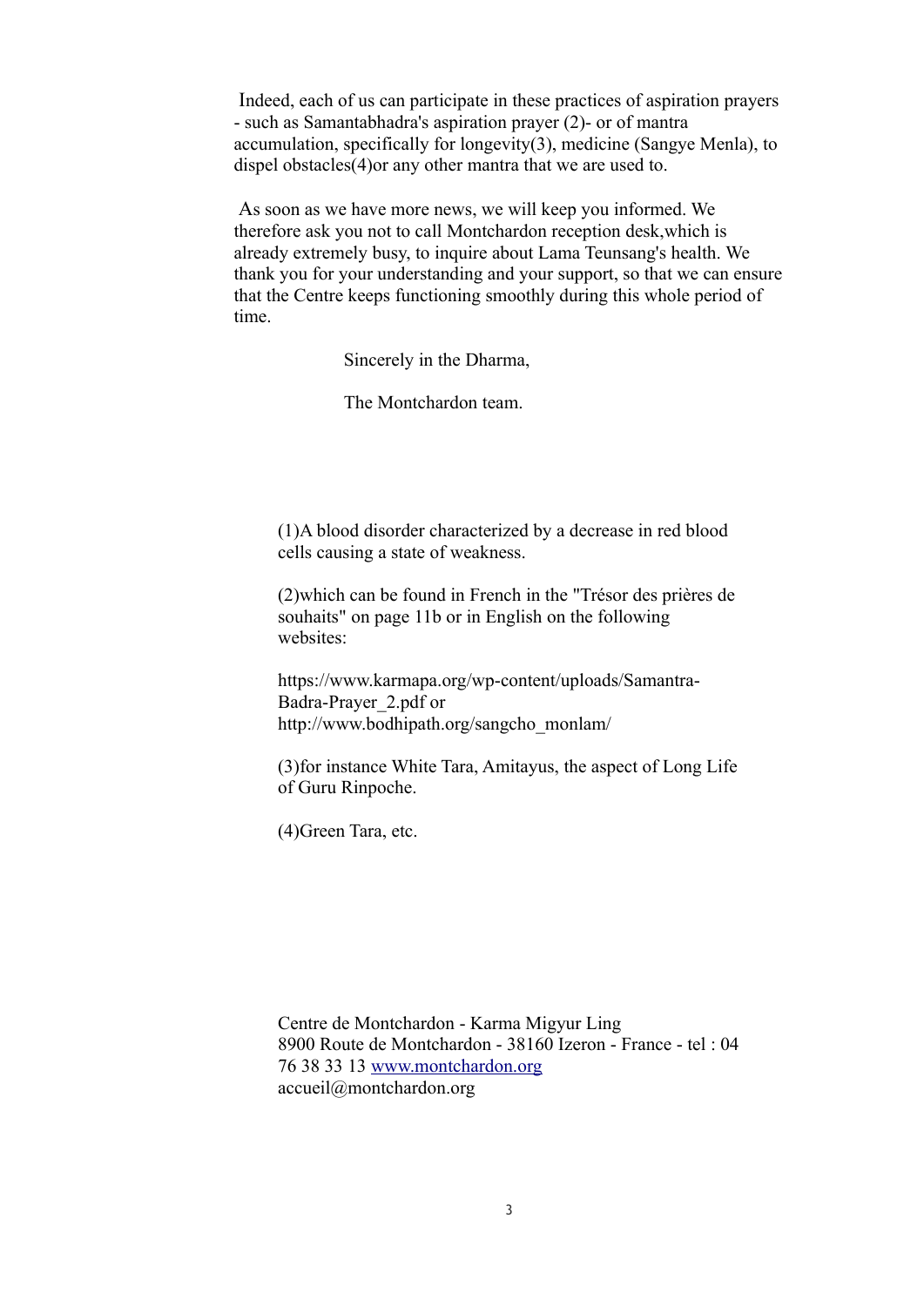Indeed, each of us can participate in these practices of aspiration prayers - such as Samantabhadra's aspiration prayer (2)- or of mantra accumulation, specifically for longevity(3), medicine (Sangye Menla), to dispel obstacles(4)or any other mantra that we are used to.

As soon as we have more news, we will keep you informed. We therefore ask you not to call Montchardon reception desk,which is already extremely busy, to inquire about Lama Teunsang's health. We thank you for your understanding and your support, so that we can ensure that the Centre keeps functioning smoothly during this whole period of time.

Sincerely in the Dharma,

The Montchardon team.

(1)A blood disorder characterized by a decrease in red blood cells causing a state of weakness.

(2)which can be found in French in the "Trésor des prières de souhaits" on page 11b or in English on the following websites:

https://www.karmapa.org/wp-content/uploads/Samantra-Badra-Prayer_2.pdf or
http://www.bodhipath.org/sangcho_monlam/

(3)for instance White Tara, Amitayus, the aspect of Long Life of Guru Rinpoche.

(4)Green Tara, etc.

Centre de Montchardon - Karma Migyur Ling
8900 Route de Montchardon - 38160 Izeron - France - tel : 04 76 38 33 13 [www.montchardon.org](http://www.montchardon.org)
accueil@montchardon.org